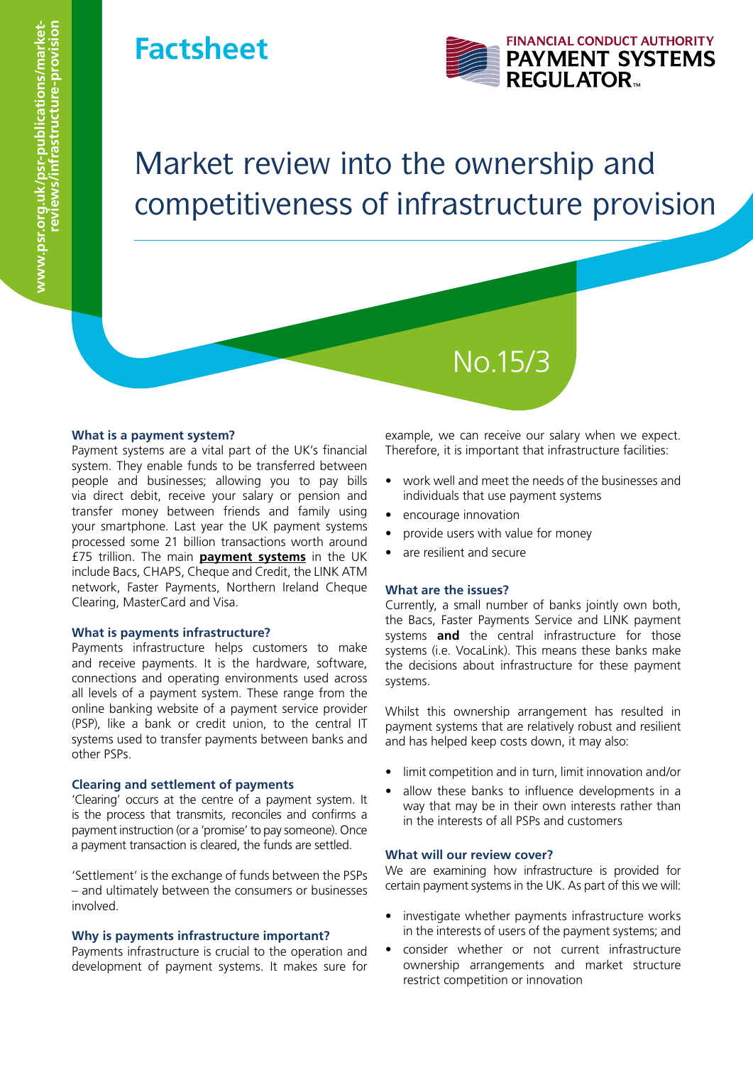Factsheet

FINANCIAL CONDUCT AUTHORITY
PAYMENT SYSTEMS REGULATOR

www.psr.org.uk/psr-publications/market-reviews/infrastructure-provision

# Market review into the ownership and competitiveness of infrastructure provision

No.15/3

### What is a payment system?

Payment systems are a vital part of the UK's financial system. They enable funds to be transferred between people and businesses; allowing you to pay bills via direct debit, receive your salary or pension and transfer money between friends and family using your smartphone. Last year the UK payment systems processed some 21 billion transactions worth around £75 trillion. The main **payment systems** in the UK include Bacs, CHAPS, Cheque and Credit, the LINK ATM network, Faster Payments, Northern Ireland Cheque Clearing, MasterCard and Visa.

### What is payments infrastructure?

Payments infrastructure helps customers to make and receive payments. It is the hardware, software, connections and operating environments used across all levels of a payment system. These range from the online banking website of a payment service provider (PSP), like a bank or credit union, to the central IT systems used to transfer payments between banks and other PSPs.

### Clearing and settlement of payments

'Clearing' occurs at the centre of a payment system. It is the process that transmits, reconciles and confirms a payment instruction (or a 'promise' to pay someone). Once a payment transaction is cleared, the funds are settled.

'Settlement' is the exchange of funds between the PSPs – and ultimately between the consumers or businesses involved.

### Why is payments infrastructure important?

Payments infrastructure is crucial to the operation and development of payment systems. It makes sure for example, we can receive our salary when we expect. Therefore, it is important that infrastructure facilities:

- work well and meet the needs of the businesses and individuals that use payment systems
- encourage innovation
- provide users with value for money
- are resilient and secure

### What are the issues?

Currently, a small number of banks jointly own both, the Bacs, Faster Payments Service and LINK payment systems **and** the central infrastructure for those systems (i.e. VocaLink). This means these banks make the decisions about infrastructure for these payment systems.

Whilst this ownership arrangement has resulted in payment systems that are relatively robust and resilient and has helped keep costs down, it may also:

- limit competition and in turn, limit innovation and/or
- allow these banks to influence developments in a way that may be in their own interests rather than in the interests of all PSPs and customers

### What will our review cover?

We are examining how infrastructure is provided for certain payment systems in the UK. As part of this we will:

- investigate whether payments infrastructure works in the interests of users of the payment systems; and
- consider whether or not current infrastructure ownership arrangements and market structure restrict competition or innovation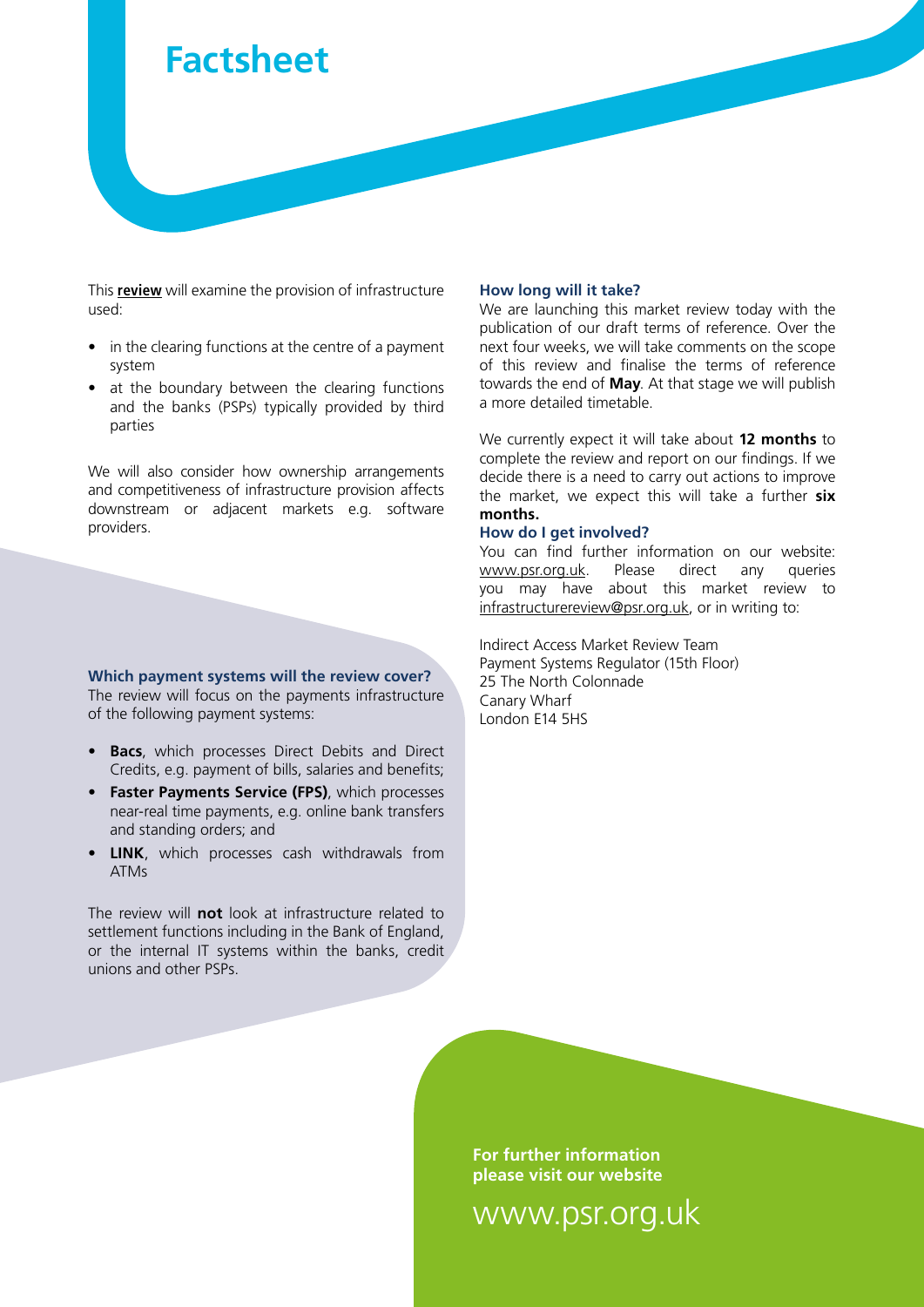# Factsheet

This **review** will examine the provision of infrastructure used:

- in the clearing functions at the centre of a payment system
- at the boundary between the clearing functions and the banks (PSPs) typically provided by third parties

We will also consider how ownership arrangements and competitiveness of infrastructure provision affects downstream or adjacent markets e.g. software providers.

### Which payment systems will the review cover?

The review will focus on the payments infrastructure of the following payment systems:

- **Bacs**, which processes Direct Debits and Direct Credits, e.g. payment of bills, salaries and benefits;
- **Faster Payments Service (FPS)**, which processes near-real time payments, e.g. online bank transfers and standing orders; and
- **LINK**, which processes cash withdrawals from ATMs

The review will **not** look at infrastructure related to settlement functions including in the Bank of England, or the internal IT systems within the banks, credit unions and other PSPs.

### How long will it take?

We are launching this market review today with the publication of our draft terms of reference. Over the next four weeks, we will take comments on the scope of this review and finalise the terms of reference towards the end of **May**. At that stage we will publish a more detailed timetable.

We currently expect it will take about **12 months** to complete the review and report on our findings. If we decide there is a need to carry out actions to improve the market, we expect this will take a further **six months.**

### How do I get involved?

You can find further information on our website: www.psr.org.uk. Please direct any queries you may have about this market review to infrastructurereview@psr.org.uk, or in writing to:

Indirect Access Market Review Team
Payment Systems Regulator (15th Floor)
25 The North Colonnade
Canary Wharf
London E14 5HS

**For further information please visit our website**

www.psr.org.uk